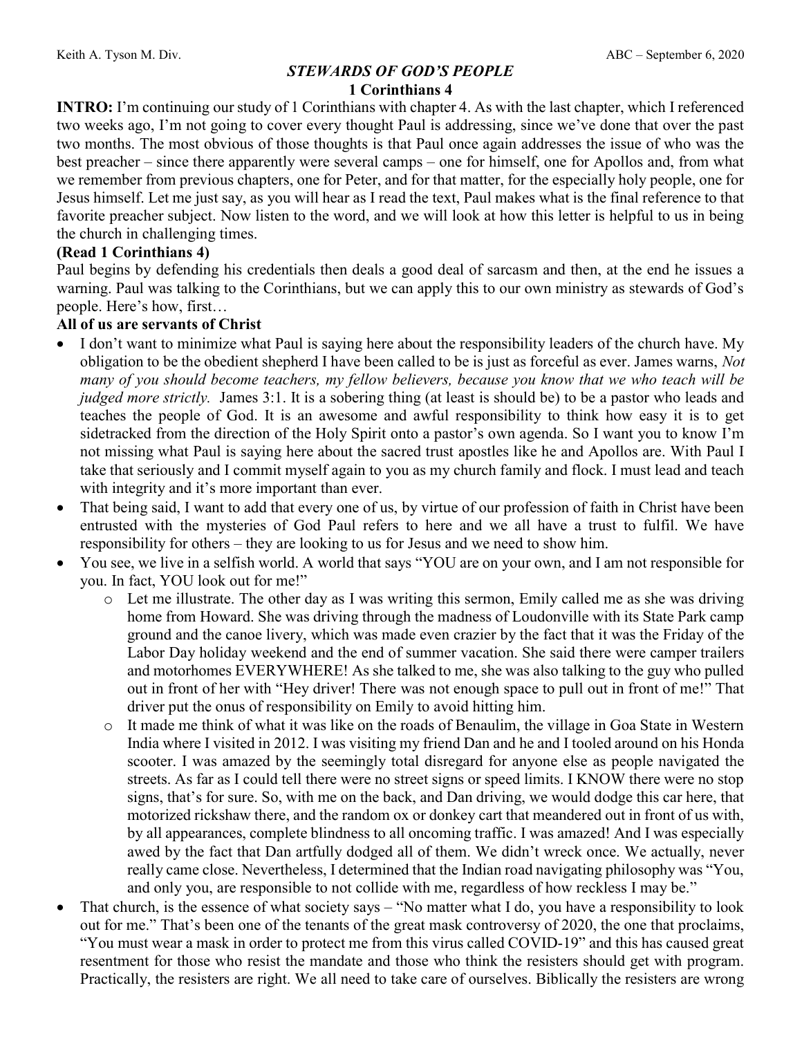Keith A. Tyson M. Div. ABC – September 6, 2020

# *STEWARDS OF GOD'S PEOPLE*

## 1 Corinthians 4

**INTRO:** I'm continuing our study of 1 Corinthians with chapter 4. As with the last chapter, which I referenced two weeks ago, I'm not going to cover every thought Paul is addressing, since we've done that over the past two months. The most obvious of those thoughts is that Paul once again addresses the issue of who was the best preacher – since there apparently were several camps – one for himself, one for Apollos and, from what we remember from previous chapters, one for Peter, and for that matter, for the especially holy people, one for Jesus himself. Let me just say, as you will hear as I read the text, Paul makes what is the final reference to that favorite preacher subject. Now listen to the word, and we will look at how this letter is helpful to us in being the church in challenging times.

**(Read 1 Corinthians 4)**

Paul begins by defending his credentials then deals a good deal of sarcasm and then, at the end he issues a warning. Paul was talking to the Corinthians, but we can apply this to our own ministry as stewards of God's people. Here's how, first…

**All of us are servants of Christ**

- I don't want to minimize what Paul is saying here about the responsibility leaders of the church have. My obligation to be the obedient shepherd I have been called to be is just as forceful as ever. James warns, *Not many of you should become teachers, my fellow believers, because you know that we who teach will be judged more strictly.* James 3:1. It is a sobering thing (at least is should be) to be a pastor who leads and teaches the people of God. It is an awesome and awful responsibility to think how easy it is to get sidetracked from the direction of the Holy Spirit onto a pastor's own agenda. So I want you to know I'm not missing what Paul is saying here about the sacred trust apostles like he and Apollos are. With Paul I take that seriously and I commit myself again to you as my church family and flock. I must lead and teach with integrity and it's more important than ever.
- That being said, I want to add that every one of us, by virtue of our profession of faith in Christ have been entrusted with the mysteries of God Paul refers to here and we all have a trust to fulfil. We have responsibility for others – they are looking to us for Jesus and we need to show him.
- You see, we live in a selfish world. A world that says "YOU are on your own, and I am not responsible for you. In fact, YOU look out for me!"
  - Let me illustrate. The other day as I was writing this sermon, Emily called me as she was driving home from Howard. She was driving through the madness of Loudonville with its State Park camp ground and the canoe livery, which was made even crazier by the fact that it was the Friday of the Labor Day holiday weekend and the end of summer vacation. She said there were camper trailers and motorhomes EVERYWHERE! As she talked to me, she was also talking to the guy who pulled out in front of her with "Hey driver! There was not enough space to pull out in front of me!" That driver put the onus of responsibility on Emily to avoid hitting him.
  - It made me think of what it was like on the roads of Benaulim, the village in Goa State in Western India where I visited in 2012. I was visiting my friend Dan and he and I tooled around on his Honda scooter. I was amazed by the seemingly total disregard for anyone else as people navigated the streets. As far as I could tell there were no street signs or speed limits. I KNOW there were no stop signs, that's for sure. So, with me on the back, and Dan driving, we would dodge this car here, that motorized rickshaw there, and the random ox or donkey cart that meandered out in front of us with, by all appearances, complete blindness to all oncoming traffic. I was amazed! And I was especially awed by the fact that Dan artfully dodged all of them. We didn't wreck once. We actually, never really came close. Nevertheless, I determined that the Indian road navigating philosophy was "You, and only you, are responsible to not collide with me, regardless of how reckless I may be."
- That church, is the essence of what society says – "No matter what I do, you have a responsibility to look out for me." That's been one of the tenants of the great mask controversy of 2020, the one that proclaims, "You must wear a mask in order to protect me from this virus called COVID-19" and this has caused great resentment for those who resist the mandate and those who think the resisters should get with program. Practically, the resisters are right. We all need to take care of ourselves. Biblically the resisters are wrong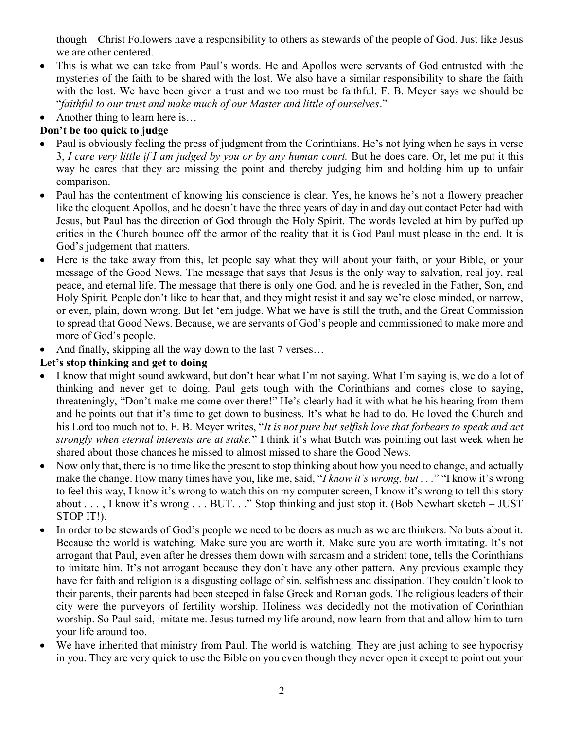though – Christ Followers have a responsibility to others as stewards of the people of God. Just like Jesus we are other centered.

- This is what we can take from Paul's words. He and Apollos were servants of God entrusted with the mysteries of the faith to be shared with the lost. We also have a similar responsibility to share the faith with the lost. We have been given a trust and we too must be faithful. F. B. Meyer says we should be "*faithful to our trust and make much of our Master and little of ourselves*."
- Another thing to learn here is…

**Don't be too quick to judge**

- Paul is obviously feeling the press of judgment from the Corinthians. He's not lying when he says in verse 3, *I care very little if I am judged by you or by any human court.* But he does care. Or, let me put it this way he cares that they are missing the point and thereby judging him and holding him up to unfair comparison.
- Paul has the contentment of knowing his conscience is clear. Yes, he knows he's not a flowery preacher like the eloquent Apollos, and he doesn't have the three years of day in and day out contact Peter had with Jesus, but Paul has the direction of God through the Holy Spirit. The words leveled at him by puffed up critics in the Church bounce off the armor of the reality that it is God Paul must please in the end. It is God's judgement that matters.
- Here is the take away from this, let people say what they will about your faith, or your Bible, or your message of the Good News. The message that says that Jesus is the only way to salvation, real joy, real peace, and eternal life. The message that there is only one God, and he is revealed in the Father, Son, and Holy Spirit. People don't like to hear that, and they might resist it and say we're close minded, or narrow, or even, plain, down wrong. But let 'em judge. What we have is still the truth, and the Great Commission to spread that Good News. Because, we are servants of God's people and commissioned to make more and more of God's people.
- And finally, skipping all the way down to the last 7 verses…

**Let's stop thinking and get to doing**

- I know that might sound awkward, but don't hear what I'm not saying. What I'm saying is, we do a lot of thinking and never get to doing. Paul gets tough with the Corinthians and comes close to saying, threateningly, "Don't make me come over there!" He's clearly had it with what he his hearing from them and he points out that it's time to get down to business. It's what he had to do. He loved the Church and his Lord too much not to. F. B. Meyer writes, "*It is not pure but selfish love that forbears to speak and act strongly when eternal interests are at stake.*" I think it's what Butch was pointing out last week when he shared about those chances he missed to almost missed to share the Good News.
- Now only that, there is no time like the present to stop thinking about how you need to change, and actually make the change. How many times have you, like me, said, "*I know it's wrong, but . . .*" "I know it's wrong to feel this way, I know it's wrong to watch this on my computer screen, I know it's wrong to tell this story about . . . , I know it's wrong . . . BUT. . ." Stop thinking and just stop it. (Bob Newhart sketch – JUST STOP IT!).
- In order to be stewards of God's people we need to be doers as much as we are thinkers. No buts about it. Because the world is watching. Make sure you are worth it. Make sure you are worth imitating. It's not arrogant that Paul, even after he dresses them down with sarcasm and a strident tone, tells the Corinthians to imitate him. It's not arrogant because they don't have any other pattern. Any previous example they have for faith and religion is a disgusting collage of sin, selfishness and dissipation. They couldn't look to their parents, their parents had been steeped in false Greek and Roman gods. The religious leaders of their city were the purveyors of fertility worship. Holiness was decidedly not the motivation of Corinthian worship. So Paul said, imitate me. Jesus turned my life around, now learn from that and allow him to turn your life around too.
- We have inherited that ministry from Paul. The world is watching. They are just aching to see hypocrisy in you. They are very quick to use the Bible on you even though they never open it except to point out your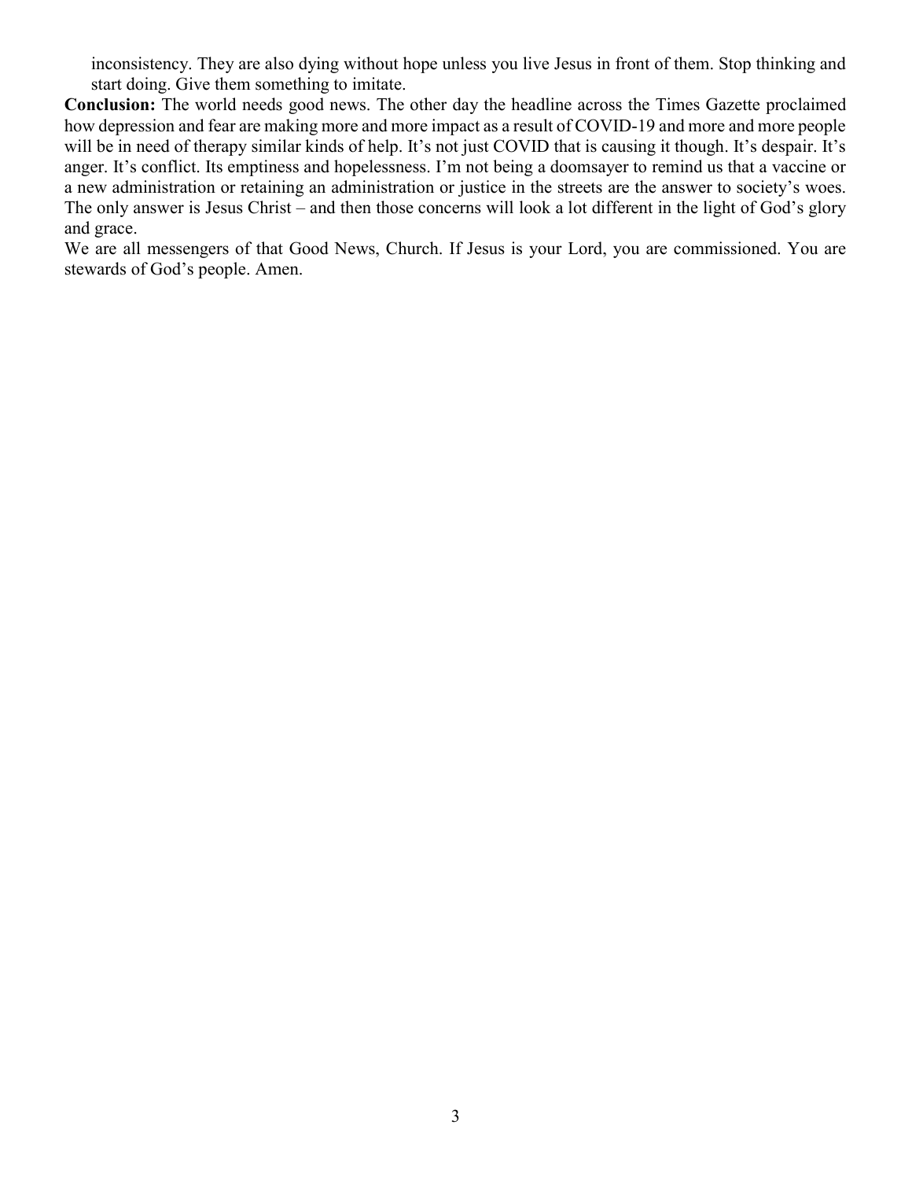inconsistency. They are also dying without hope unless you live Jesus in front of them. Stop thinking and start doing. Give them something to imitate.

**Conclusion:** The world needs good news. The other day the headline across the Times Gazette proclaimed how depression and fear are making more and more impact as a result of COVID-19 and more and more people will be in need of therapy similar kinds of help. It's not just COVID that is causing it though. It's despair. It's anger. It's conflict. Its emptiness and hopelessness. I'm not being a doomsayer to remind us that a vaccine or a new administration or retaining an administration or justice in the streets are the answer to society's woes. The only answer is Jesus Christ – and then those concerns will look a lot different in the light of God's glory and grace.

We are all messengers of that Good News, Church. If Jesus is your Lord, you are commissioned. You are stewards of God's people. Amen.